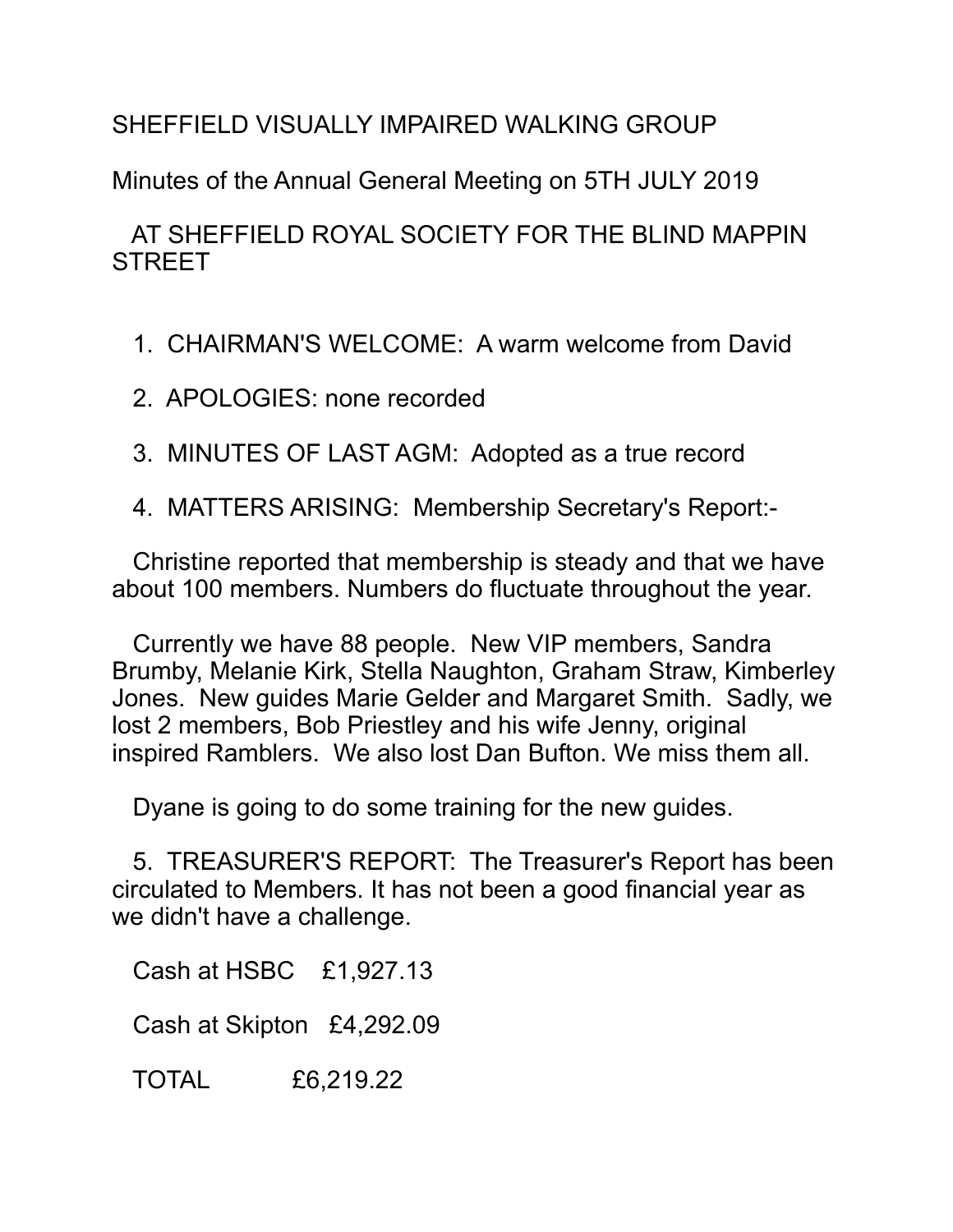# SHEFFIELD VISUALLY IMPAIRED WALKING GROUP

Minutes of the Annual General Meeting on 5TH JULY 2019

AT SHEFFIELD ROYAL SOCIETY FOR THE BLIND MAPPIN STREET

1. CHAIRMAN'S WELCOME: A warm welcome from David

2. APOLOGIES: none recorded

3. MINUTES OF LAST AGM: Adopted as a true record

4. MATTERS ARISING: Membership Secretary's Report:-

Christine reported that membership is steady and that we have about 100 members. Numbers do fluctuate throughout the year.

Currently we have 88 people. New VIP members, Sandra Brumby, Melanie Kirk, Stella Naughton, Graham Straw, Kimberley Jones. New guides Marie Gelder and Margaret Smith. Sadly, we lost 2 members, Bob Priestley and his wife Jenny, original inspired Ramblers. We also lost Dan Bufton. We miss them all.

Dyane is going to do some training for the new guides.

5. TREASURER'S REPORT: The Treasurer's Report has been circulated to Members. It has not been a good financial year as we didn't have a challenge.

Cash at HSBC £1,927.13

Cash at Skipton £4,292.09

TOTAL £6,219.22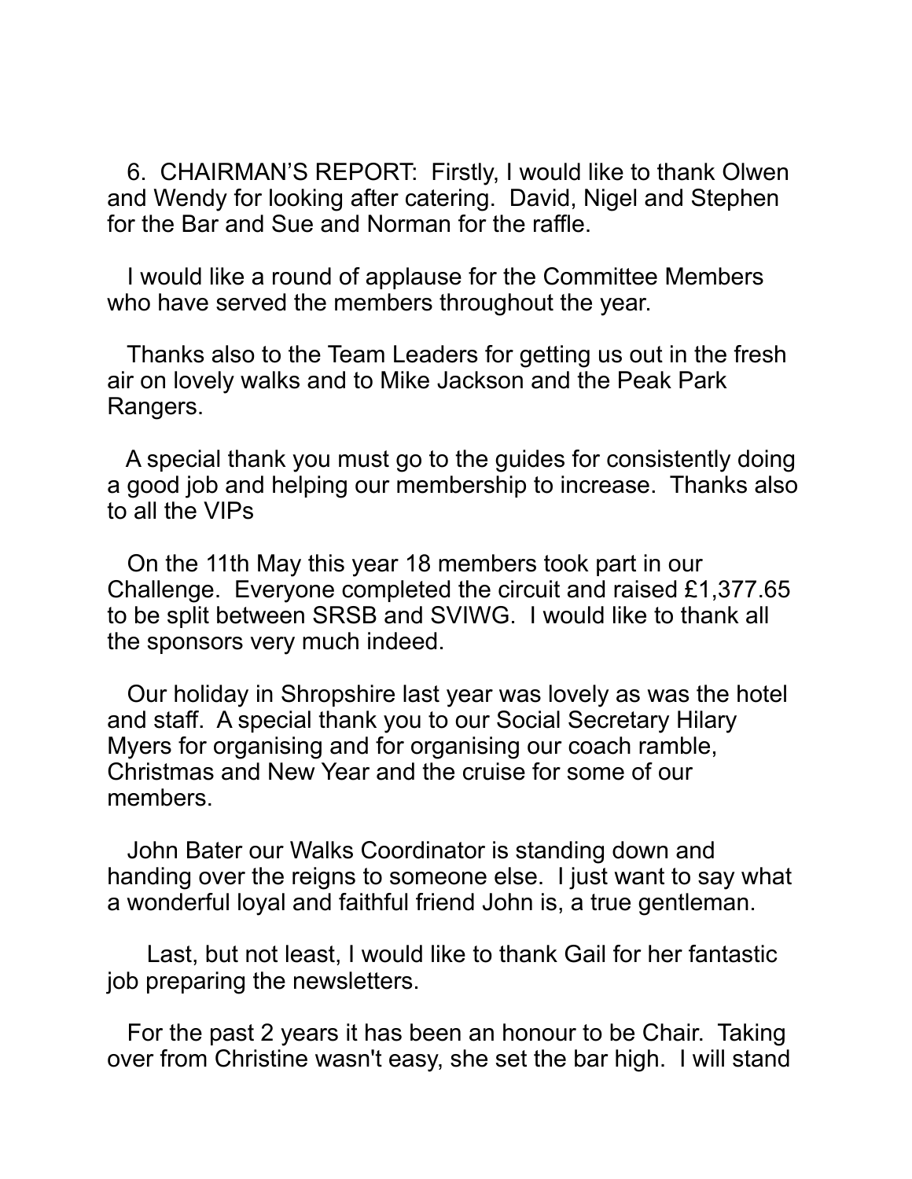6. CHAIRMAN'S REPORT: Firstly, I would like to thank Olwen and Wendy for looking after catering. David, Nigel and Stephen for the Bar and Sue and Norman for the raffle.

I would like a round of applause for the Committee Members who have served the members throughout the year.

Thanks also to the Team Leaders for getting us out in the fresh air on lovely walks and to Mike Jackson and the Peak Park Rangers.

A special thank you must go to the guides for consistently doing a good job and helping our membership to increase. Thanks also to all the VIPs

On the 11th May this year 18 members took part in our Challenge. Everyone completed the circuit and raised £1,377.65 to be split between SRSB and SVIWG. I would like to thank all the sponsors very much indeed.

Our holiday in Shropshire last year was lovely as was the hotel and staff. A special thank you to our Social Secretary Hilary Myers for organising and for organising our coach ramble, Christmas and New Year and the cruise for some of our members.

John Bater our Walks Coordinator is standing down and handing over the reigns to someone else. I just want to say what a wonderful loyal and faithful friend John is, a true gentleman.

Last, but not least, I would like to thank Gail for her fantastic job preparing the newsletters.

For the past 2 years it has been an honour to be Chair. Taking over from Christine wasn't easy, she set the bar high. I will stand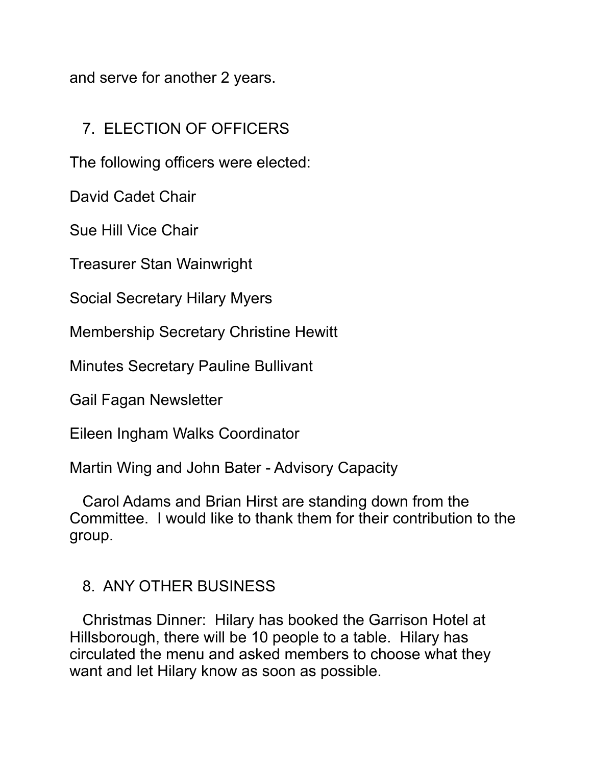and serve for another 2 years.

## 7. ELECTION OF OFFICERS

The following officers were elected:

David Cadet Chair

Sue Hill Vice Chair

Treasurer Stan Wainwright

Social Secretary Hilary Myers

Membership Secretary Christine Hewitt

Minutes Secretary Pauline Bullivant

Gail Fagan Newsletter

Eileen Ingham Walks Coordinator

Martin Wing and John Bater - Advisory Capacity

Carol Adams and Brian Hirst are standing down from the Committee. I would like to thank them for their contribution to the group.

## 8. ANY OTHER BUSINESS

Christmas Dinner: Hilary has booked the Garrison Hotel at Hillsborough, there will be 10 people to a table. Hilary has circulated the menu and asked members to choose what they want and let Hilary know as soon as possible.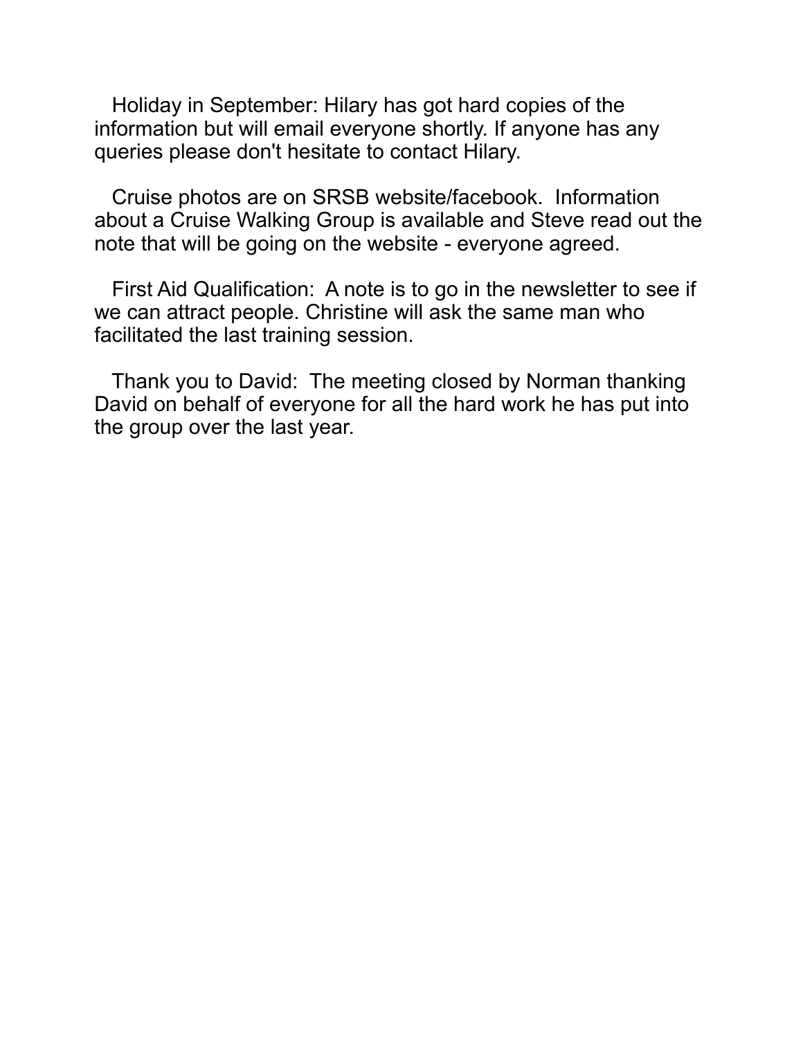Holiday in September: Hilary has got hard copies of the information but will email everyone shortly. If anyone has any queries please don't hesitate to contact Hilary.

Cruise photos are on SRSB website/facebook. Information about a Cruise Walking Group is available and Steve read out the note that will be going on the website - everyone agreed.

First Aid Qualification: A note is to go in the newsletter to see if we can attract people. Christine will ask the same man who facilitated the last training session.

Thank you to David: The meeting closed by Norman thanking David on behalf of everyone for all the hard work he has put into the group over the last year.